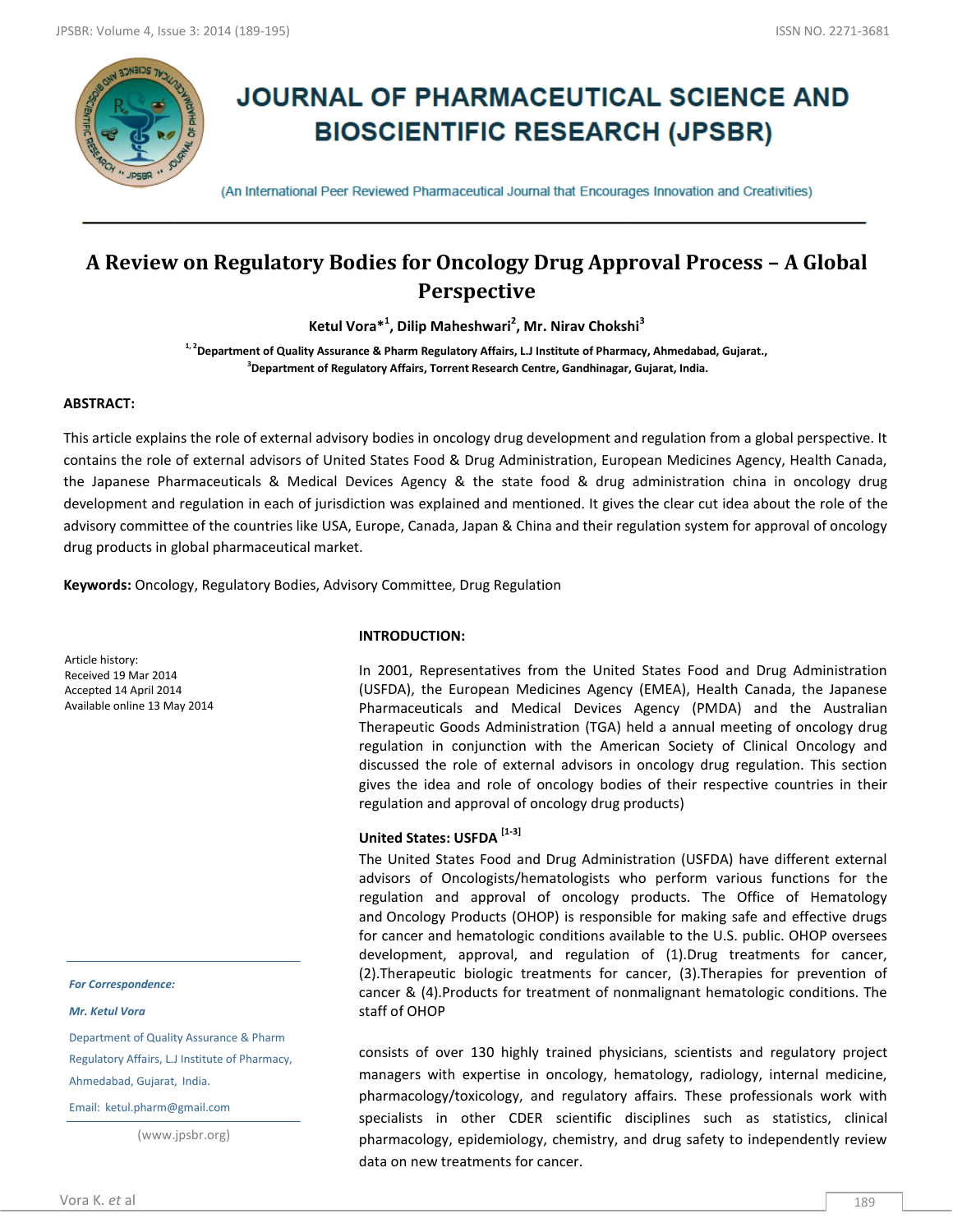# JOURNAL OF PHARMACEUTICAL SCIENCE AND BIOSCIENTIFIC RESEARCH (JPSBR)

(An International Peer Reviewed Pharmaceutical Journal that Encourages Innovation and Creativities)

## A Review on Regulatory Bodies for Oncology Drug Approval Process – A Global Perspective

**Ketul Vora*[1], Dilip Maheshwari[2], Mr. Nirav Chokshi[3]**

**[1, 2]Department of Quality Assurance & Pharm Regulatory Affairs, L.J Institute of Pharmacy, Ahmedabad, Gujarat., [3]Department of Regulatory Affairs, Torrent Research Centre, Gandhinagar, Gujarat, India.**

### ABSTRACT:

This article explains the role of external advisory bodies in oncology drug development and regulation from a global perspective. It contains the role of external advisors of United States Food & Drug Administration, European Medicines Agency, Health Canada, the Japanese Pharmaceuticals & Medical Devices Agency & the state food & drug administration china in oncology drug development and regulation in each of jurisdiction was explained and mentioned. It gives the clear cut idea about the role of the advisory committee of the countries like USA, Europe, Canada, Japan & China and their regulation system for approval of oncology drug products in global pharmaceutical market.

**Keywords:** Oncology, Regulatory Bodies, Advisory Committee, Drug Regulation

Article history:
Received 19 Mar 2014
Accepted 14 April 2014
Available online 13 May 2014

*For Correspondence:*

*Mr. Ketul Vora*

Department of Quality Assurance & Pharm Regulatory Affairs, L.J Institute of Pharmacy, Ahmedabad, Gujarat, India.

Email: ketul.pharm@gmail.com

(www.jpsbr.org)

### INTRODUCTION:

In 2001, Representatives from the United States Food and Drug Administration (USFDA), the European Medicines Agency (EMEA), Health Canada, the Japanese Pharmaceuticals and Medical Devices Agency (PMDA) and the Australian Therapeutic Goods Administration (TGA) held a annual meeting of oncology drug regulation in conjunction with the American Society of Clinical Oncology and discussed the role of external advisors in oncology drug regulation. This section gives the idea and role of oncology bodies of their respective countries in their regulation and approval of oncology drug products)

### United States: USFDA [1-3]

The United States Food and Drug Administration (USFDA) have different external advisors of Oncologists/hematologists who perform various functions for the regulation and approval of oncology products. The Office of Hematology and Oncology Products (OHOP) is responsible for making safe and effective drugs for cancer and hematologic conditions available to the U.S. public. OHOP oversees development, approval, and regulation of (1).Drug treatments for cancer, (2).Therapeutic biologic treatments for cancer, (3).Therapies for prevention of cancer & (4).Products for treatment of nonmalignant hematologic conditions. The staff of OHOP consists of over 130 highly trained physicians, scientists and regulatory project managers with expertise in oncology, hematology, radiology, internal medicine, pharmacology/toxicology, and regulatory affairs. These professionals work with specialists in other CDER scientific disciplines such as statistics, clinical pharmacology, epidemiology, chemistry, and drug safety to independently review data on new treatments for cancer.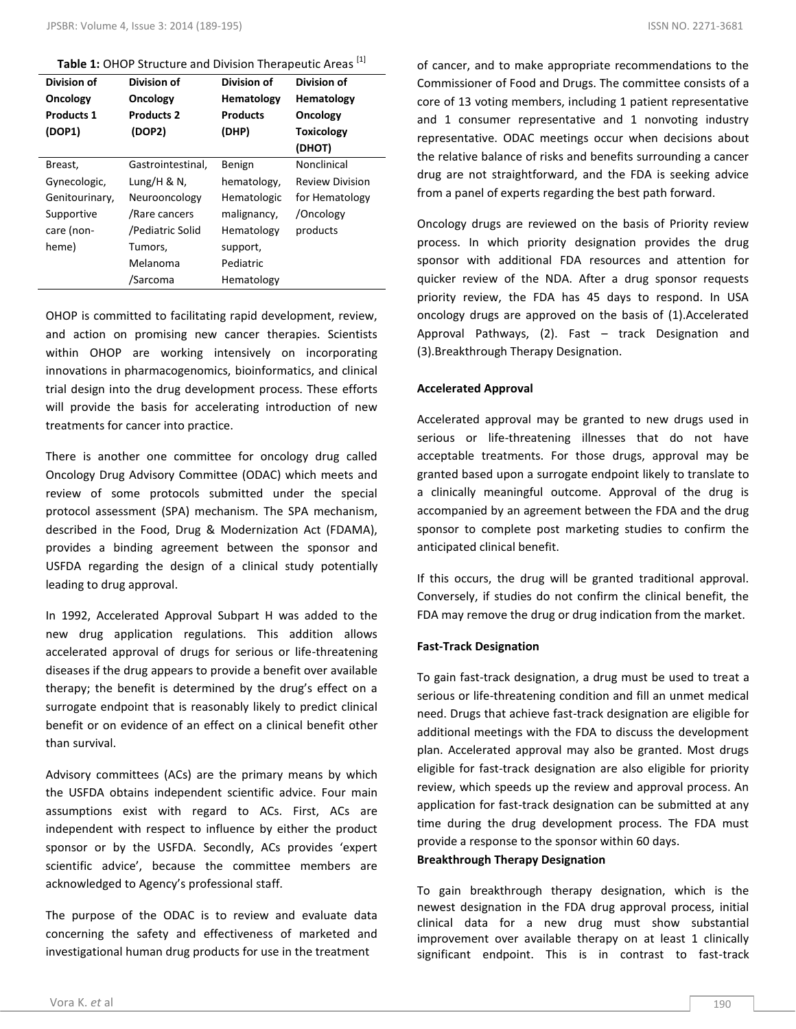**Table 1:** OHOP Structure and Division Therapeutic Areas [1]

| Division of Oncology Products 1 (DOP1) | Division of Oncology Products 2 (DOP2) | Division of Hematology Products (DHP) | Division of Hematology Oncology Toxicology (DHOT) |
|---|---|---|---|
| Breast, Gynecologic, Genitourinary, Supportive care (non-heme) | Gastrointestinal, Lung/H & N, Neurooncology /Rare cancers /Pediatric Solid Tumors, Melanoma /Sarcoma | Benign hematology, Hematologic malignancy, Hematology support, Pediatric Hematology | Nonclinical Review Division for Hematology /Oncology products |

OHOP is committed to facilitating rapid development, review, and action on promising new cancer therapies. Scientists within OHOP are working intensively on incorporating innovations in pharmacogenomics, bioinformatics, and clinical trial design into the drug development process. These efforts will provide the basis for accelerating introduction of new treatments for cancer into practice.

There is another one committee for oncology drug called Oncology Drug Advisory Committee (ODAC) which meets and review of some protocols submitted under the special protocol assessment (SPA) mechanism. The SPA mechanism, described in the Food, Drug & Modernization Act (FDAMA), provides a binding agreement between the sponsor and USFDA regarding the design of a clinical study potentially leading to drug approval.

In 1992, Accelerated Approval Subpart H was added to the new drug application regulations. This addition allows accelerated approval of drugs for serious or life-threatening diseases if the drug appears to provide a benefit over available therapy; the benefit is determined by the drug's effect on a surrogate endpoint that is reasonably likely to predict clinical benefit or on evidence of an effect on a clinical benefit other than survival.

Advisory committees (ACs) are the primary means by which the USFDA obtains independent scientific advice. Four main assumptions exist with regard to ACs. First, ACs are independent with respect to influence by either the product sponsor or by the USFDA. Secondly, ACs provides 'expert scientific advice', because the committee members are acknowledged to Agency's professional staff.

The purpose of the ODAC is to review and evaluate data concerning the safety and effectiveness of marketed and investigational human drug products for use in the treatment of cancer, and to make appropriate recommendations to the Commissioner of Food and Drugs. The committee consists of a core of 13 voting members, including 1 patient representative and 1 consumer representative and 1 nonvoting industry representative. ODAC meetings occur when decisions about the relative balance of risks and benefits surrounding a cancer drug are not straightforward, and the FDA is seeking advice from a panel of experts regarding the best path forward.

Oncology drugs are reviewed on the basis of Priority review process. In which priority designation provides the drug sponsor with additional FDA resources and attention for quicker review of the NDA. After a drug sponsor requests priority review, the FDA has 45 days to respond. In USA oncology drugs are approved on the basis of (1).Accelerated Approval Pathways, (2). Fast – track Designation and (3).Breakthrough Therapy Designation.

**Accelerated Approval**

Accelerated approval may be granted to new drugs used in serious or life-threatening illnesses that do not have acceptable treatments. For those drugs, approval may be granted based upon a surrogate endpoint likely to translate to a clinically meaningful outcome. Approval of the drug is accompanied by an agreement between the FDA and the drug sponsor to complete post marketing studies to confirm the anticipated clinical benefit.

If this occurs, the drug will be granted traditional approval. Conversely, if studies do not confirm the clinical benefit, the FDA may remove the drug or drug indication from the market.

**Fast-Track Designation**

To gain fast-track designation, a drug must be used to treat a serious or life-threatening condition and fill an unmet medical need. Drugs that achieve fast-track designation are eligible for additional meetings with the FDA to discuss the development plan. Accelerated approval may also be granted. Most drugs eligible for fast-track designation are also eligible for priority review, which speeds up the review and approval process. An application for fast-track designation can be submitted at any time during the drug development process. The FDA must provide a response to the sponsor within 60 days.

**Breakthrough Therapy Designation**

To gain breakthrough therapy designation, which is the newest designation in the FDA drug approval process, initial clinical data for a new drug must show substantial improvement over available therapy on at least 1 clinically significant endpoint. This is in contrast to fast-track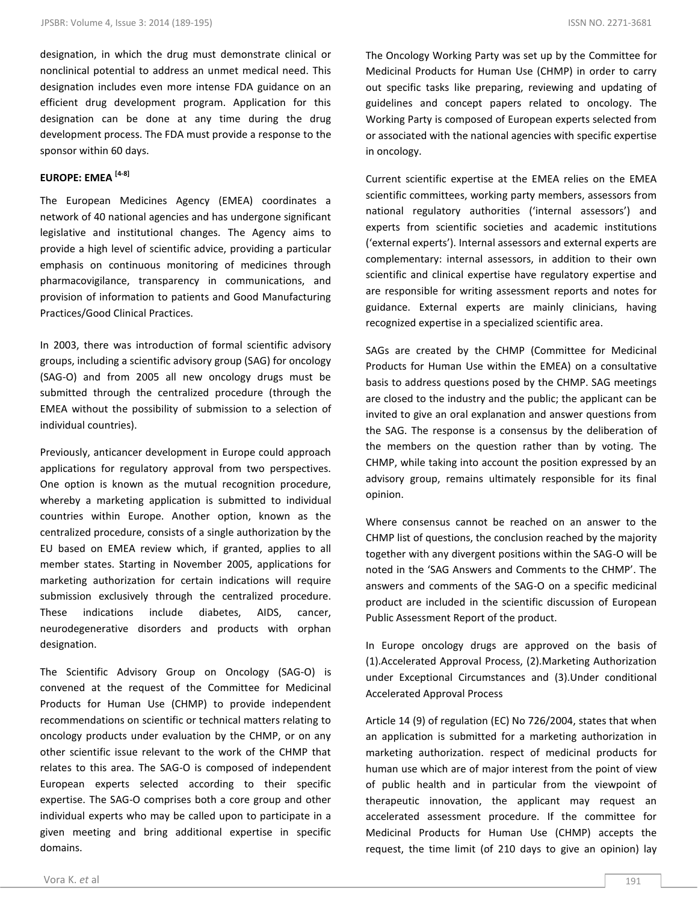designation, in which the drug must demonstrate clinical or nonclinical potential to address an unmet medical need. This designation includes even more intense FDA guidance on an efficient drug development program. Application for this designation can be done at any time during the drug development process. The FDA must provide a response to the sponsor within 60 days.

## EUROPE: EMEA [4-8]

The European Medicines Agency (EMEA) coordinates a network of 40 national agencies and has undergone significant legislative and institutional changes. The Agency aims to provide a high level of scientific advice, providing a particular emphasis on continuous monitoring of medicines through pharmacovigilance, transparency in communications, and provision of information to patients and Good Manufacturing Practices/Good Clinical Practices.

In 2003, there was introduction of formal scientific advisory groups, including a scientific advisory group (SAG) for oncology (SAG-O) and from 2005 all new oncology drugs must be submitted through the centralized procedure (through the EMEA without the possibility of submission to a selection of individual countries).

Previously, anticancer development in Europe could approach applications for regulatory approval from two perspectives. One option is known as the mutual recognition procedure, whereby a marketing application is submitted to individual countries within Europe. Another option, known as the centralized procedure, consists of a single authorization by the EU based on EMEA review which, if granted, applies to all member states. Starting in November 2005, applications for marketing authorization for certain indications will require submission exclusively through the centralized procedure. These indications include diabetes, AIDS, cancer, neurodegenerative disorders and products with orphan designation.

The Scientific Advisory Group on Oncology (SAG-O) is convened at the request of the Committee for Medicinal Products for Human Use (CHMP) to provide independent recommendations on scientific or technical matters relating to oncology products under evaluation by the CHMP, or on any other scientific issue relevant to the work of the CHMP that relates to this area. The SAG-O is composed of independent European experts selected according to their specific expertise. The SAG-O comprises both a core group and other individual experts who may be called upon to participate in a given meeting and bring additional expertise in specific domains.

The Oncology Working Party was set up by the Committee for Medicinal Products for Human Use (CHMP) in order to carry out specific tasks like preparing, reviewing and updating of guidelines and concept papers related to oncology. The Working Party is composed of European experts selected from or associated with the national agencies with specific expertise in oncology.

Current scientific expertise at the EMEA relies on the EMEA scientific committees, working party members, assessors from national regulatory authorities ('internal assessors') and experts from scientific societies and academic institutions ('external experts'). Internal assessors and external experts are complementary: internal assessors, in addition to their own scientific and clinical expertise have regulatory expertise and are responsible for writing assessment reports and notes for guidance. External experts are mainly clinicians, having recognized expertise in a specialized scientific area.

SAGs are created by the CHMP (Committee for Medicinal Products for Human Use within the EMEA) on a consultative basis to address questions posed by the CHMP. SAG meetings are closed to the industry and the public; the applicant can be invited to give an oral explanation and answer questions from the SAG. The response is a consensus by the deliberation of the members on the question rather than by voting. The CHMP, while taking into account the position expressed by an advisory group, remains ultimately responsible for its final opinion.

Where consensus cannot be reached on an answer to the CHMP list of questions, the conclusion reached by the majority together with any divergent positions within the SAG-O will be noted in the 'SAG Answers and Comments to the CHMP'. The answers and comments of the SAG-O on a specific medicinal product are included in the scientific discussion of European Public Assessment Report of the product.

In Europe oncology drugs are approved on the basis of (1).Accelerated Approval Process, (2).Marketing Authorization under Exceptional Circumstances and (3).Under conditional Accelerated Approval Process

Article 14 (9) of regulation (EC) No 726/2004, states that when an application is submitted for a marketing authorization in marketing authorization. respect of medicinal products for human use which are of major interest from the point of view of public health and in particular from the viewpoint of therapeutic innovation, the applicant may request an accelerated assessment procedure. If the committee for Medicinal Products for Human Use (CHMP) accepts the request, the time limit (of 210 days to give an opinion) lay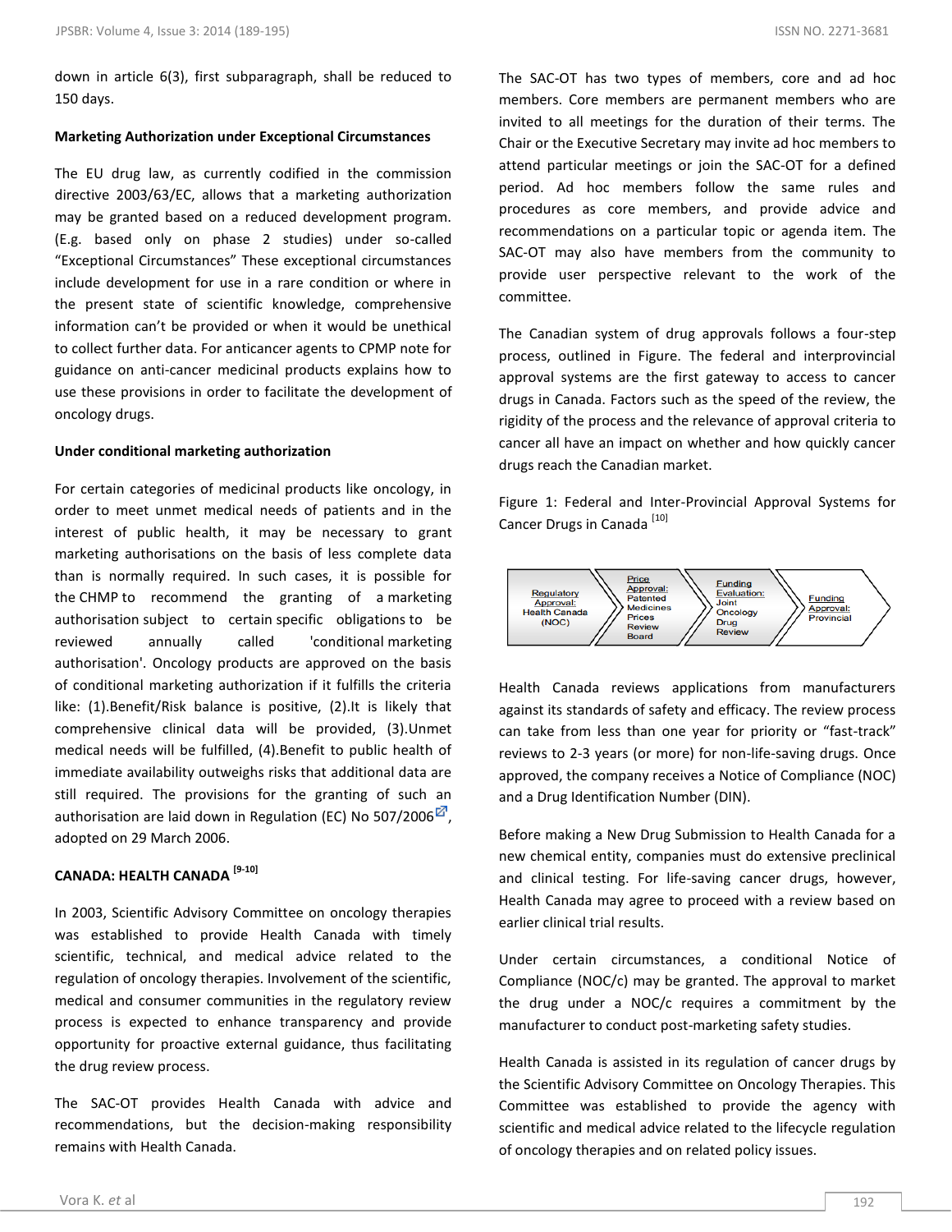down in article 6(3), first subparagraph, shall be reduced to 150 days.

**Marketing Authorization under Exceptional Circumstances**

The EU drug law, as currently codified in the commission directive 2003/63/EC, allows that a marketing authorization may be granted based on a reduced development program. (E.g. based only on phase 2 studies) under so-called "Exceptional Circumstances" These exceptional circumstances include development for use in a rare condition or where in the present state of scientific knowledge, comprehensive information can't be provided or when it would be unethical to collect further data. For anticancer agents to CPMP note for guidance on anti-cancer medicinal products explains how to use these provisions in order to facilitate the development of oncology drugs.

**Under conditional marketing authorization**

For certain categories of medicinal products like oncology, in order to meet unmet medical needs of patients and in the interest of public health, it may be necessary to grant marketing authorisations on the basis of less complete data than is normally required. In such cases, it is possible for the CHMP to recommend the granting of a marketing authorisation subject to certain specific obligations to be reviewed annually called 'conditional marketing authorisation'. Oncology products are approved on the basis of conditional marketing authorization if it fulfills the criteria like: (1).Benefit/Risk balance is positive, (2).It is likely that comprehensive clinical data will be provided, (3).Unmet medical needs will be fulfilled, (4).Benefit to public health of immediate availability outweighs risks that additional data are still required. The provisions for the granting of such an authorisation are laid down in Regulation (EC) No 507/2006, adopted on 29 March 2006.

## CANADA: HEALTH CANADA [9-10]

In 2003, Scientific Advisory Committee on oncology therapies was established to provide Health Canada with timely scientific, technical, and medical advice related to the regulation of oncology therapies. Involvement of the scientific, medical and consumer communities in the regulatory review process is expected to enhance transparency and provide opportunity for proactive external guidance, thus facilitating the drug review process.

The SAC-OT provides Health Canada with advice and recommendations, but the decision-making responsibility remains with Health Canada.

The SAC-OT has two types of members, core and ad hoc members. Core members are permanent members who are invited to all meetings for the duration of their terms. The Chair or the Executive Secretary may invite ad hoc members to attend particular meetings or join the SAC-OT for a defined period. Ad hoc members follow the same rules and procedures as core members, and provide advice and recommendations on a particular topic or agenda item. The SAC-OT may also have members from the community to provide user perspective relevant to the work of the committee.

The Canadian system of drug approvals follows a four-step process, outlined in Figure. The federal and interprovincial approval systems are the first gateway to access to cancer drugs in Canada. Factors such as the speed of the review, the rigidity of the process and the relevance of approval criteria to cancer all have an impact on whether and how quickly cancer drugs reach the Canadian market.

Figure 1: Federal and Inter-Provincial Approval Systems for Cancer Drugs in Canada [10]

Regulatory Approval: Health Canada (NOC) → Price Approval: Patented Medicines Prices Review Board → Funding Evaluation: Joint Oncology Drug Review → Funding Approval: Provincial

Health Canada reviews applications from manufacturers against its standards of safety and efficacy. The review process can take from less than one year for priority or "fast-track" reviews to 2-3 years (or more) for non-life-saving drugs. Once approved, the company receives a Notice of Compliance (NOC) and a Drug Identification Number (DIN).

Before making a New Drug Submission to Health Canada for a new chemical entity, companies must do extensive preclinical and clinical testing. For life-saving cancer drugs, however, Health Canada may agree to proceed with a review based on earlier clinical trial results.

Under certain circumstances, a conditional Notice of Compliance (NOC/c) may be granted. The approval to market the drug under a NOC/c requires a commitment by the manufacturer to conduct post-marketing safety studies.

Health Canada is assisted in its regulation of cancer drugs by the Scientific Advisory Committee on Oncology Therapies. This Committee was established to provide the agency with scientific and medical advice related to the lifecycle regulation of oncology therapies and on related policy issues.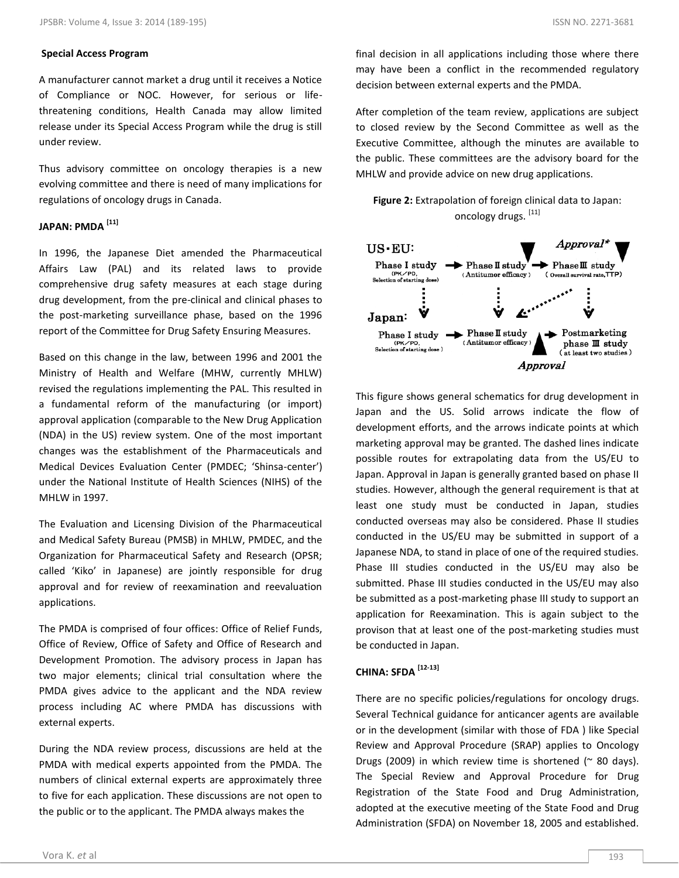**Special Access Program**

A manufacturer cannot market a drug until it receives a Notice of Compliance or NOC. However, for serious or life-threatening conditions, Health Canada may allow limited release under its Special Access Program while the drug is still under review.

Thus advisory committee on oncology therapies is a new evolving committee and there is need of many implications for regulations of oncology drugs in Canada.

### JAPAN: PMDA [11]

In 1996, the Japanese Diet amended the Pharmaceutical Affairs Law (PAL) and its related laws to provide comprehensive drug safety measures at each stage during drug development, from the pre-clinical and clinical phases to the post-marketing surveillance phase, based on the 1996 report of the Committee for Drug Safety Ensuring Measures.

Based on this change in the law, between 1996 and 2001 the Ministry of Health and Welfare (MHW, currently MHLW) revised the regulations implementing the PAL. This resulted in a fundamental reform of the manufacturing (or import) approval application (comparable to the New Drug Application (NDA) in the US) review system. One of the most important changes was the establishment of the Pharmaceuticals and Medical Devices Evaluation Center (PMDEC; 'Shinsa-center') under the National Institute of Health Sciences (NIHS) of the MHLW in 1997.

The Evaluation and Licensing Division of the Pharmaceutical and Medical Safety Bureau (PMSB) in MHLW, PMDEC, and the Organization for Pharmaceutical Safety and Research (OPSR; called 'Kiko' in Japanese) are jointly responsible for drug approval and for review of reexamination and reevaluation applications.

The PMDA is comprised of four offices: Office of Relief Funds, Office of Review, Office of Safety and Office of Research and Development Promotion. The advisory process in Japan has two major elements; clinical trial consultation where the PMDA gives advice to the applicant and the NDA review process including AC where PMDA has discussions with external experts.

During the NDA review process, discussions are held at the PMDA with medical experts appointed from the PMDA. The numbers of clinical external experts are approximately three to five for each application. These discussions are not open to the public or to the applicant. The PMDA always makes the final decision in all applications including those where there may have been a conflict in the recommended regulatory decision between external experts and the PMDA.

After completion of the team review, applications are subject to closed review by the Second Committee as well as the Executive Committee, although the minutes are available to the public. These committees are the advisory board for the MHLW and provide advice on new drug applications.

**Figure 2:** Extrapolation of foreign clinical data to Japan: oncology drugs. [11]

This figure shows general schematics for drug development in Japan and the US. Solid arrows indicate the flow of development efforts, and the arrows indicate points at which marketing approval may be granted. The dashed lines indicate possible routes for extrapolating data from the US/EU to Japan. Approval in Japan is generally granted based on phase II studies. However, although the general requirement is that at least one study must be conducted in Japan, studies conducted overseas may also be considered. Phase II studies conducted in the US/EU may be submitted in support of a Japanese NDA, to stand in place of one of the required studies. Phase III studies conducted in the US/EU may also be submitted. Phase III studies conducted in the US/EU may also be submitted as a post-marketing phase III study to support an application for Reexamination. This is again subject to the provison that at least one of the post-marketing studies must be conducted in Japan.

### CHINA: SFDA [12-13]

There are no specific policies/regulations for oncology drugs. Several Technical guidance for anticancer agents are available or in the development (similar with those of FDA ) like Special Review and Approval Procedure (SRAP) applies to Oncology Drugs (2009) in which review time is shortened (~ 80 days). The Special Review and Approval Procedure for Drug Registration of the State Food and Drug Administration, adopted at the executive meeting of the State Food and Drug Administration (SFDA) on November 18, 2005 and established.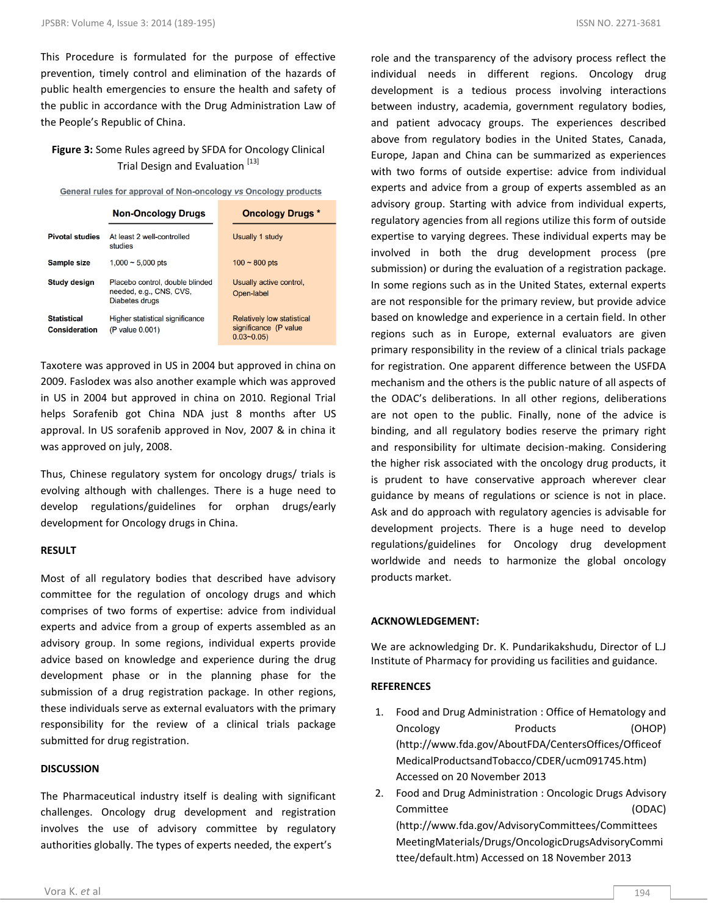This Procedure is formulated for the purpose of effective prevention, timely control and elimination of the hazards of public health emergencies to ensure the health and safety of the public in accordance with the Drug Administration Law of the People's Republic of China.

**Figure 3:** Some Rules agreed by SFDA for Oncology Clinical Trial Design and Evaluation [13]

General rules for approval of Non-oncology *vs* Oncology products

| | Non-Oncology Drugs | Oncology Drugs * |
|---|---|---|
| **Pivotal studies** | At least 2 well-controlled studies | Usually 1 study |
| **Sample size** | 1,000 ~ 5,000 pts | 100 ~ 800 pts |
| **Study design** | Placebo control, double blinded needed, e.g., CNS, CVS, Diabetes drugs | Usually active control, Open-label |
| **Statistical Consideration** | Higher statistical significance (P value 0.001) | Relatively low statistical significance (P value 0.03~0.05) |

Taxotere was approved in US in 2004 but approved in china on 2009. Faslodex was also another example which was approved in US in 2004 but approved in china on 2010. Regional Trial helps Sorafenib got China NDA just 8 months after US approval. In US sorafenib approved in Nov, 2007 & in china it was approved on july, 2008.

Thus, Chinese regulatory system for oncology drugs/ trials is evolving although with challenges. There is a huge need to develop regulations/guidelines for orphan drugs/early development for Oncology drugs in China.

## RESULT

Most of all regulatory bodies that described have advisory committee for the regulation of oncology drugs and which comprises of two forms of expertise: advice from individual experts and advice from a group of experts assembled as an advisory group. In some regions, individual experts provide advice based on knowledge and experience during the drug development phase or in the planning phase for the submission of a drug registration package. In other regions, these individuals serve as external evaluators with the primary responsibility for the review of a clinical trials package submitted for drug registration.

## DISCUSSION

The Pharmaceutical industry itself is dealing with significant challenges. Oncology drug development and registration involves the use of advisory committee by regulatory authorities globally. The types of experts needed, the expert's role and the transparency of the advisory process reflect the individual needs in different regions. Oncology drug development is a tedious process involving interactions between industry, academia, government regulatory bodies, and patient advocacy groups. The experiences described above from regulatory bodies in the United States, Canada, Europe, Japan and China can be summarized as experiences with two forms of outside expertise: advice from individual experts and advice from a group of experts assembled as an advisory group. Starting with advice from individual experts, regulatory agencies from all regions utilize this form of outside expertise to varying degrees. These individual experts may be involved in both the drug development process (pre submission) or during the evaluation of a registration package. In some regions such as in the United States, external experts are not responsible for the primary review, but provide advice based on knowledge and experience in a certain field. In other regions such as in Europe, external evaluators are given primary responsibility in the review of a clinical trials package for registration. One apparent difference between the USFDA mechanism and the others is the public nature of all aspects of the ODAC's deliberations. In all other regions, deliberations are not open to the public. Finally, none of the advice is binding, and all regulatory bodies reserve the primary right and responsibility for ultimate decision-making. Considering the higher risk associated with the oncology drug products, it is prudent to have conservative approach wherever clear guidance by means of regulations or science is not in place. Ask and do approach with regulatory agencies is advisable for development projects. There is a huge need to develop regulations/guidelines for Oncology drug development worldwide and needs to harmonize the global oncology products market.

## ACKNOWLEDGEMENT:

We are acknowledging Dr. K. Pundarikakshudu, Director of L.J Institute of Pharmacy for providing us facilities and guidance.

## REFERENCES

1. Food and Drug Administration : Office of Hematology and Oncology Products (OHOP) (http://www.fda.gov/AboutFDA/CentersOffices/OfficeofMedicalProductsandTobacco/CDER/ucm091745.htm) Accessed on 20 November 2013
2. Food and Drug Administration : Oncologic Drugs Advisory Committee (ODAC) (http://www.fda.gov/AdvisoryCommittees/CommitteesMeetingMaterials/Drugs/OncologicDrugsAdvisoryCommittee/default.htm) Accessed on 18 November 2013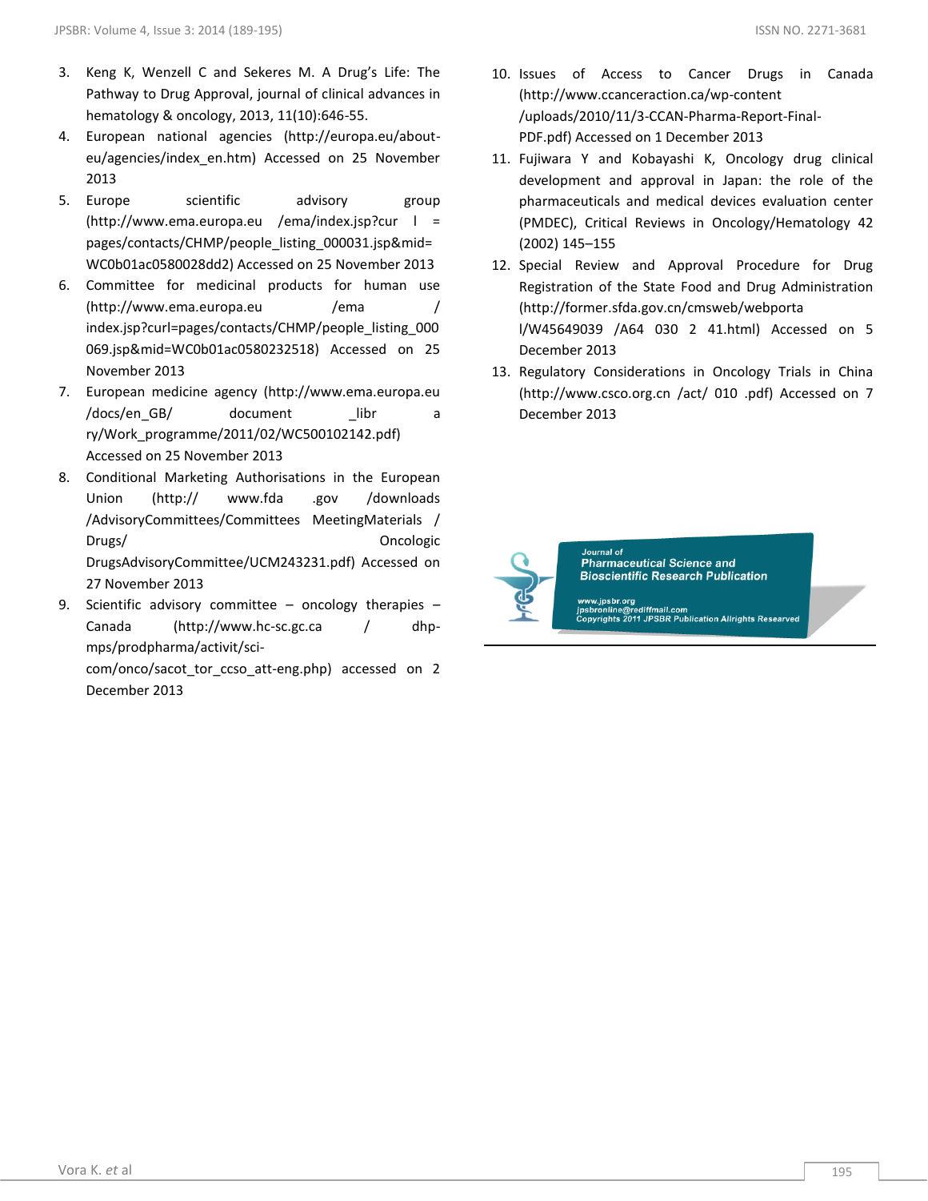3. Keng K, Wenzell C and Sekeres M. A Drug's Life: The Pathway to Drug Approval, journal of clinical advances in hematology & oncology, 2013, 11(10):646-55.
4. European national agencies (http://europa.eu/about-eu/agencies/index_en.htm) Accessed on 25 November 2013
5. Europe scientific advisory group (http://www.ema.europa.eu /ema/index.jsp?cur l = pages/contacts/CHMP/people_listing_000031.jsp&mid= WC0b01ac0580028dd2) Accessed on 25 November 2013
6. Committee for medicinal products for human use (http://www.ema.europa.eu /ema / index.jsp?curl=pages/contacts/CHMP/people_listing_000069.jsp&mid=WC0b01ac0580232518) Accessed on 25 November 2013
7. European medicine agency (http://www.ema.europa.eu /docs/en_GB/ document _libr a ry/Work_programme/2011/02/WC500102142.pdf) Accessed on 25 November 2013
8. Conditional Marketing Authorisations in the European Union (http:// www.fda .gov /downloads /AdvisoryCommittees/Committees MeetingMaterials / Drugs/ Oncologic DrugsAdvisoryCommittee/UCM243231.pdf) Accessed on 27 November 2013
9. Scientific advisory committee – oncology therapies – Canada (http://www.hc-sc.gc.ca / dhp-mps/prodpharma/activit/sci-com/onco/sacot_tor_ccso_att-eng.php) accessed on 2 December 2013
10. Issues of Access to Cancer Drugs in Canada (http://www.ccanceraction.ca/wp-content /uploads/2010/11/3-CCAN-Pharma-Report-Final-PDF.pdf) Accessed on 1 December 2013
11. Fujiwara Y and Kobayashi K, Oncology drug clinical development and approval in Japan: the role of the pharmaceuticals and medical devices evaluation center (PMDEC), Critical Reviews in Oncology/Hematology 42 (2002) 145–155
12. Special Review and Approval Procedure for Drug Registration of the State Food and Drug Administration (http://former.sfda.gov.cn/cmsweb/webporta l/W45649039 /A64 030 2 41.html) Accessed on 5 December 2013
13. Regulatory Considerations in Oncology Trials in China (http://www.csco.org.cn /act/ 010 .pdf) Accessed on 7 December 2013

Journal of
Pharmaceutical Science and
Bioscientific Research Publication

www.jpsbr.org
jpsbronline@rediffmail.com
Copyrights 2011 JPSBR Publication Allrights Researved